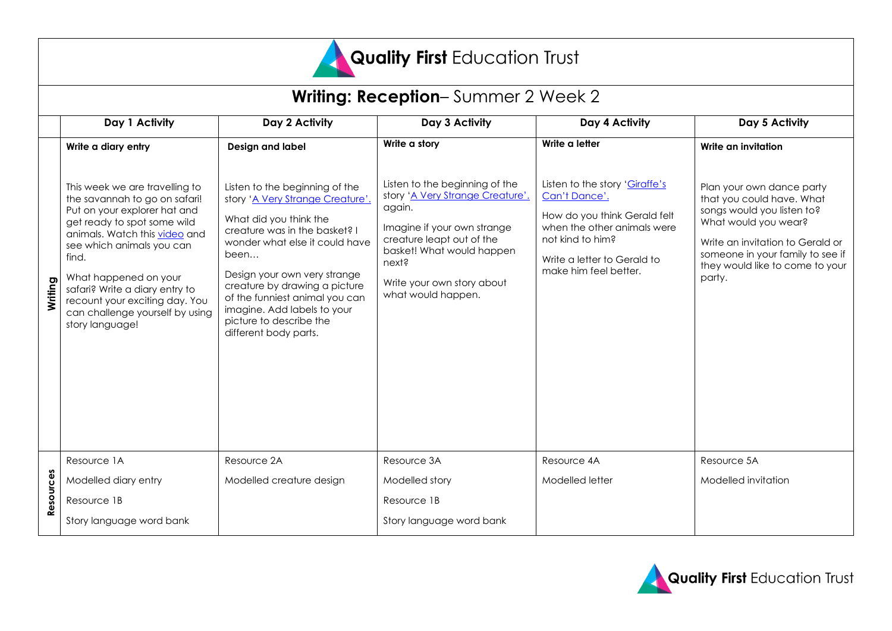# **Quality First** Education Trust

## **Writing: Reception**– Summer 2 Week 2

| | Day 1 Activity | Day 2 Activity | Day 3 Activity | Day 4 Activity | Day 5 Activity |
|---|---|---|---|---|---|
| **Writing** | **Write a diary entry**<br><br>This week we are travelling to the savannah to go on safari! Put on your explorer hat and get ready to spot some wild animals. Watch this video and see which animals you can find.<br><br>What happened on your safari? Write a diary entry to recount your exciting day. You can challenge yourself by using story language! | **Design and label**<br><br>Listen to the beginning of the story 'A Very Strange Creature'.<br><br>What did you think the creature was in the basket? I wonder what else it could have been…<br><br>Design your own very strange creature by drawing a picture of the funniest animal you can imagine. Add labels to your picture to describe the different body parts. | **Write a story**<br><br>Listen to the beginning of the story 'A Very Strange Creature'. again.<br><br>Imagine if your own strange creature leapt out of the basket! What would happen next?<br><br>Write your own story about what would happen. | **Write a letter**<br><br>Listen to the story 'Giraffe's Can't Dance'.<br><br>How do you think Gerald felt when the other animals were not kind to him?<br><br>Write a letter to Gerald to make him feel better. | **Write an invitation**<br><br>Plan your own dance party that you could have. What songs would you listen to? What would you wear?<br><br>Write an invitation to Gerald or someone in your family to see if they would like to come to your party. |
| **Resources** | Resource 1A<br><br>Modelled diary entry<br><br>Resource 1B<br><br>Story language word bank | Resource 2A<br><br>Modelled creature design | Resource 3A<br><br>Modelled story<br><br>Resource 1B<br><br>Story language word bank | Resource 4A<br><br>Modelled letter | Resource 5A<br><br>Modelled invitation |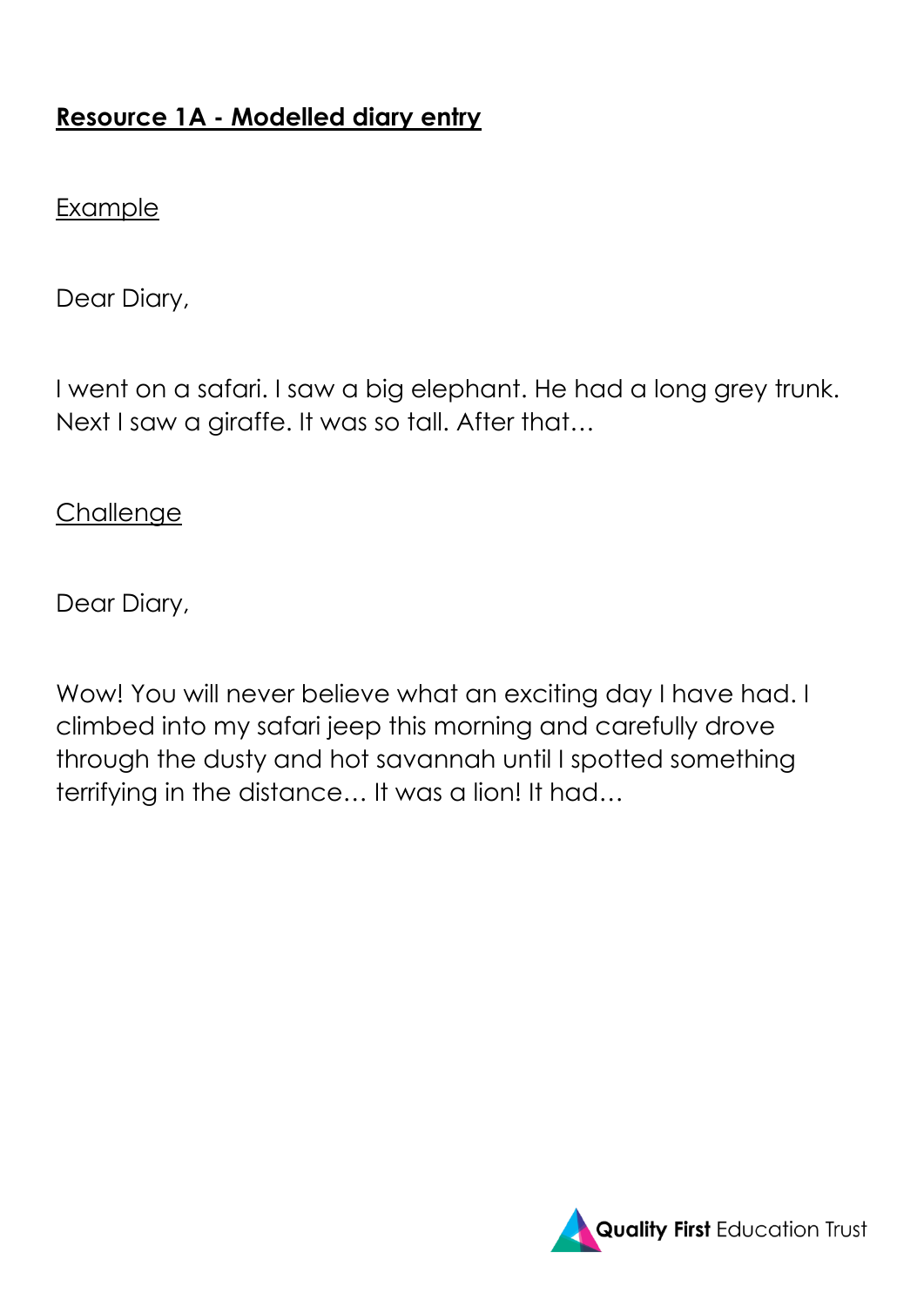## Resource 1A - Modelled diary entry

Example

Dear Diary,

I went on a safari. I saw a big elephant. He had a long grey trunk. Next I saw a giraffe. It was so tall. After that…

Challenge

Dear Diary,

Wow! You will never believe what an exciting day I have had. I climbed into my safari jeep this morning and carefully drove through the dusty and hot savannah until I spotted something terrifying in the distance… It was a lion! It had…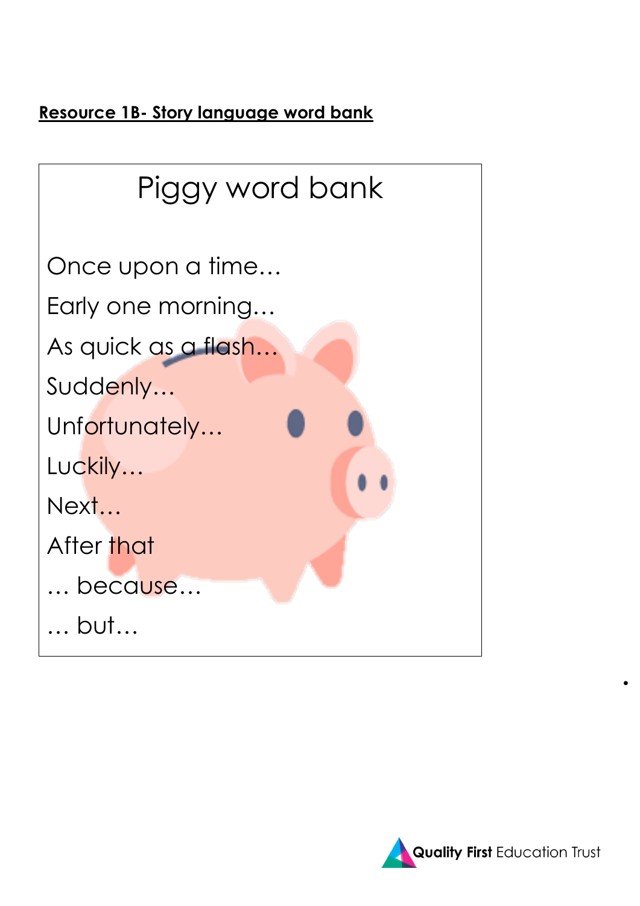**<u>Resource 1B- Story language word bank</u>**

## Piggy word bank

Once upon a time…

Early one morning…

As quick as a flash…

Suddenly…

Unfortunately…

Luckily…

Next…

After that

… because…

… but…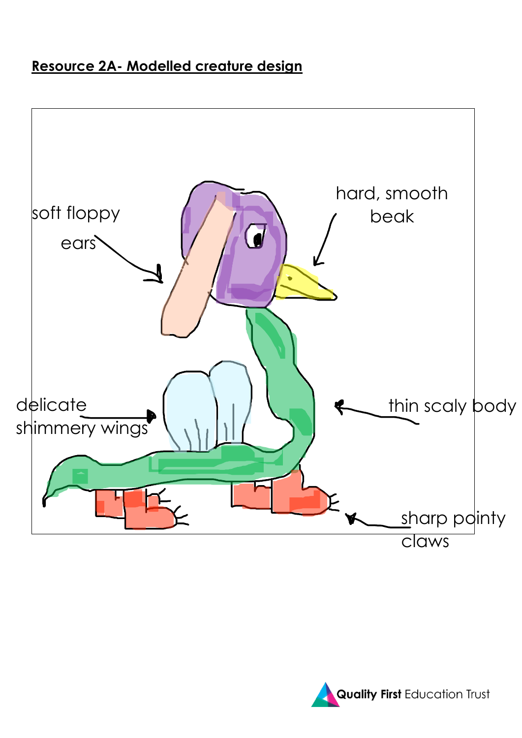**Resource 2A- Modelled creature design**

soft floppy ears

hard, smooth beak

delicate shimmery wings

thin scaly body

sharp pointy claws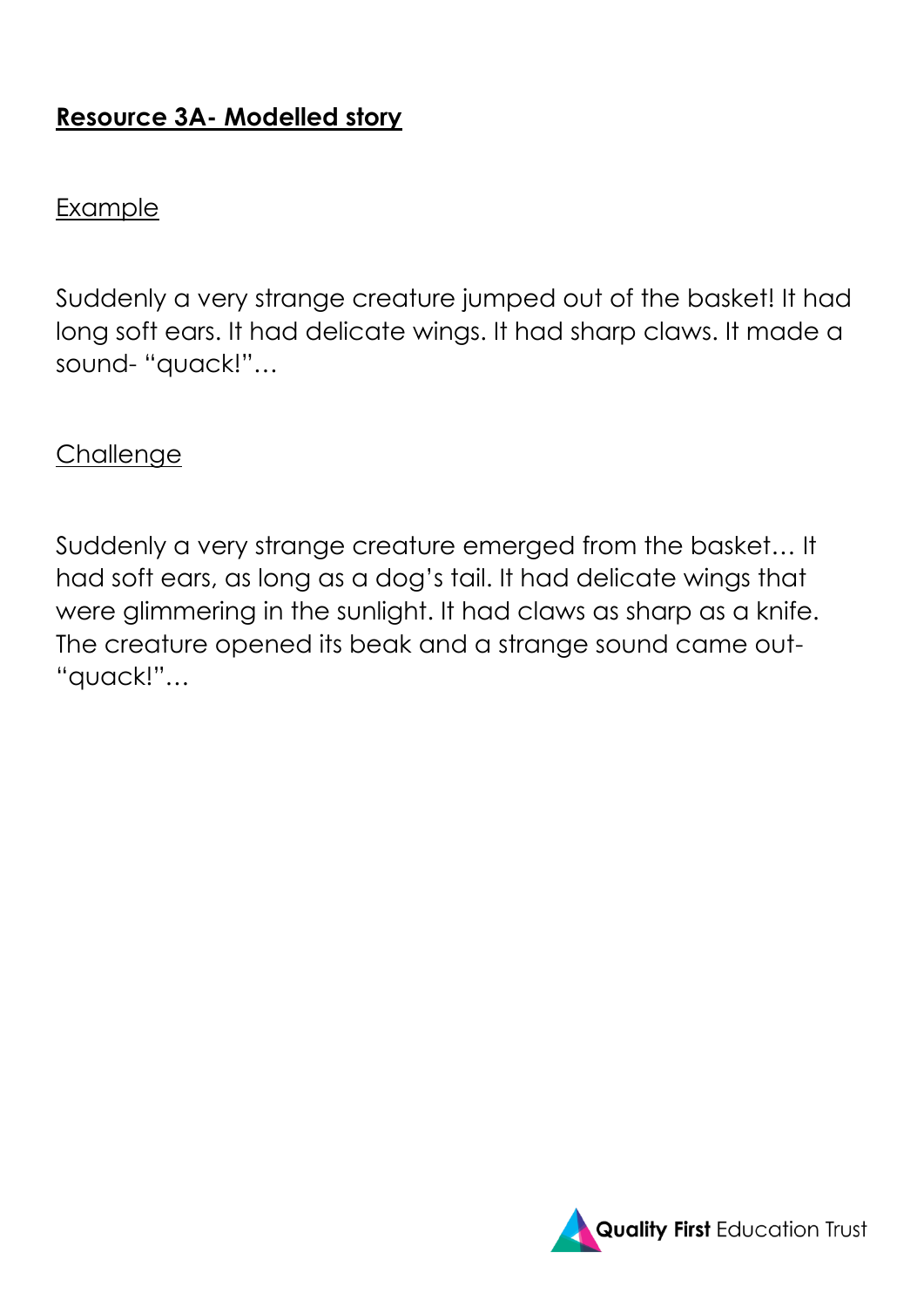## **Resource 3A- Modelled story**

Example

Suddenly a very strange creature jumped out of the basket! It had long soft ears. It had delicate wings. It had sharp claws. It made a sound- "quack!"…

Challenge

Suddenly a very strange creature emerged from the basket… It had soft ears, as long as a dog's tail. It had delicate wings that were glimmering in the sunlight. It had claws as sharp as a knife. The creature opened its beak and a strange sound came out- "quack!"…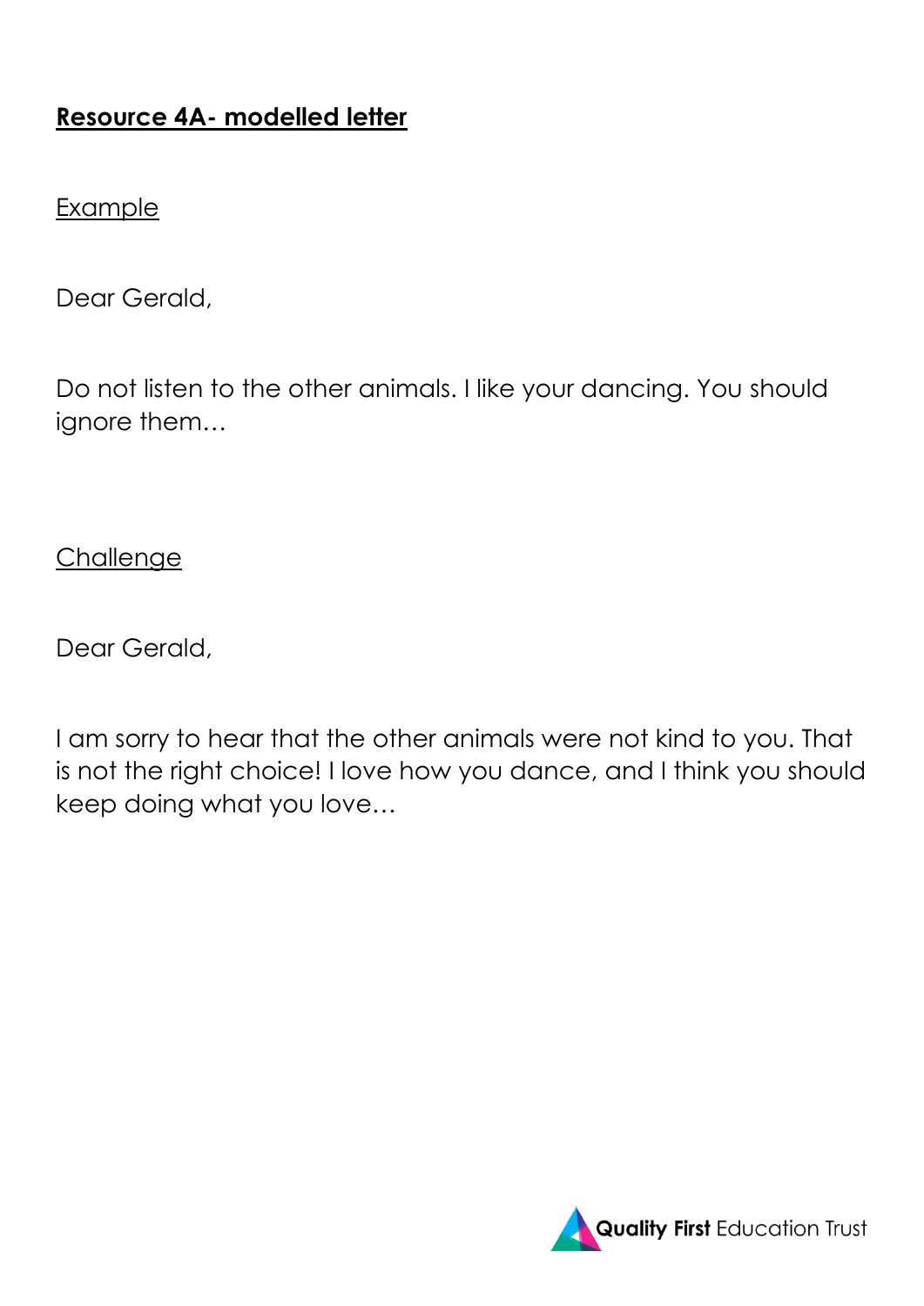**Resource 4A- modelled letter**

Example

Dear Gerald,

Do not listen to the other animals. I like your dancing. You should ignore them…

Challenge

Dear Gerald,

I am sorry to hear that the other animals were not kind to you. That is not the right choice! I love how you dance, and I think you should keep doing what you love…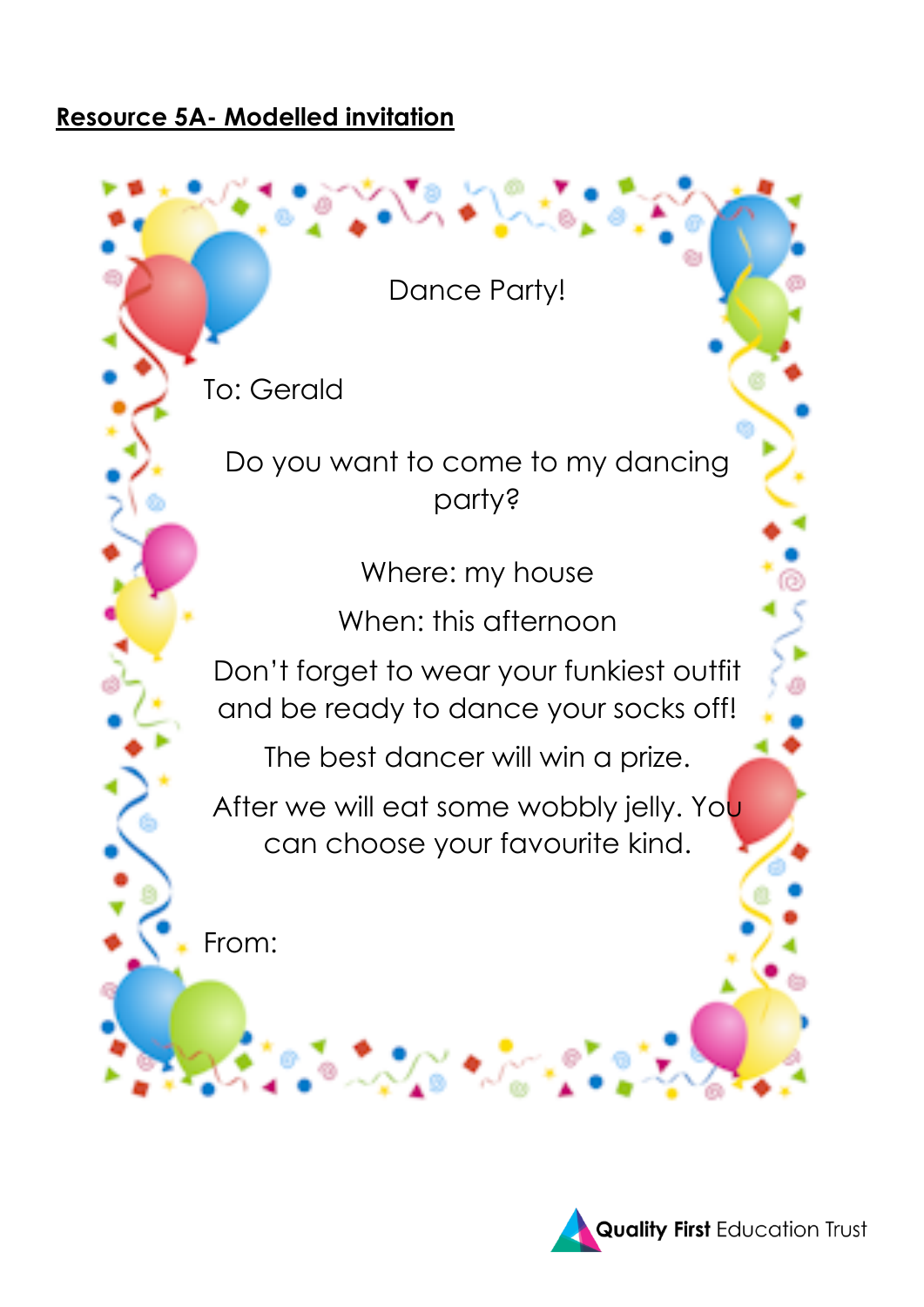**Resource 5A- Modelled invitation**

Dance Party!

To: Gerald

Do you want to come to my dancing party?

Where: my house

When: this afternoon

Don't forget to wear your funkiest outfit and be ready to dance your socks off!

The best dancer will win a prize.

After we will eat some wobbly jelly. You can choose your favourite kind.

From:

**Quality First** Education Trust